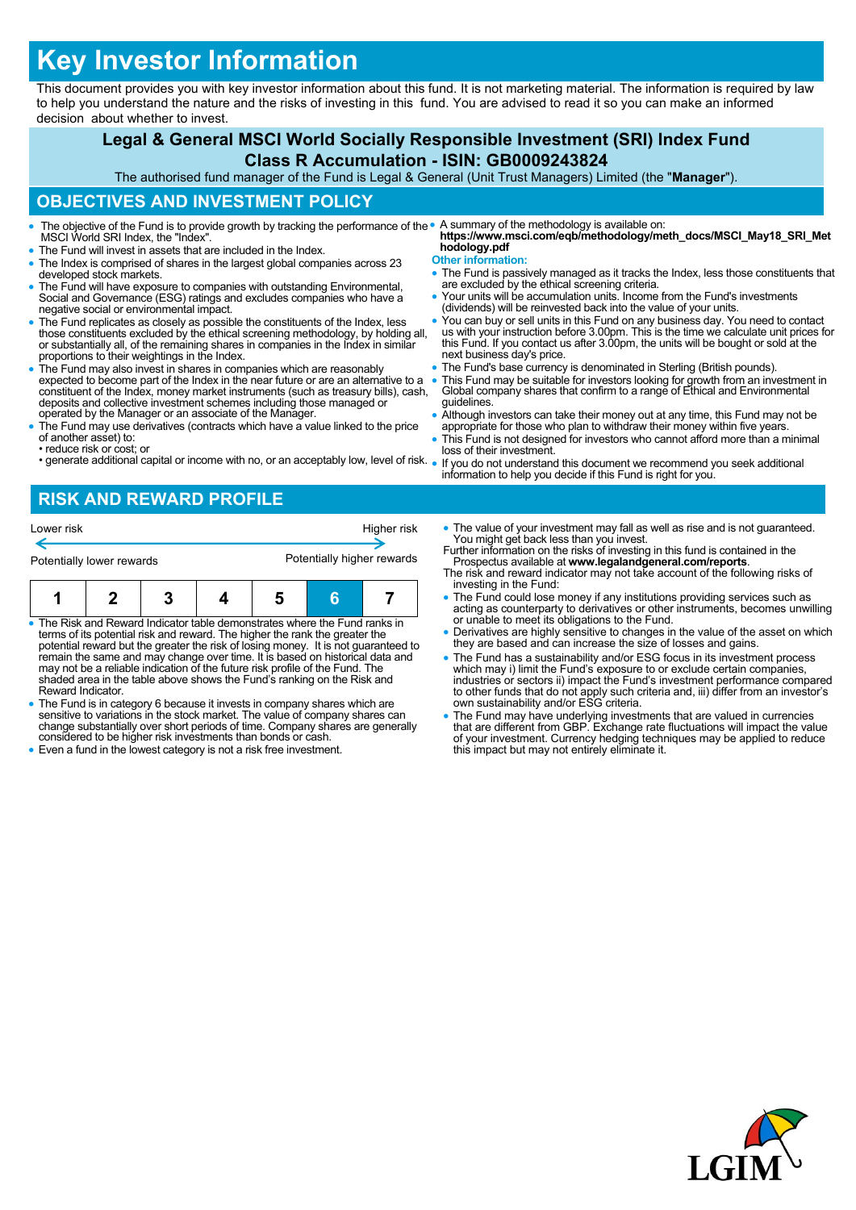# Key Investor Information

This document provides you with key investor information about this fund. It is not marketing material. The information is required by law to help you understand the nature and the risks of investing in this fund. You are advised to read it so you can make an informed decision about whether to invest.

## Legal & General MSCI World Socially Responsible Investment (SRI) Index Fund
## Class R Accumulation - ISIN: GB0009243824

The authorised fund manager of the Fund is Legal & General (Unit Trust Managers) Limited (the "**Manager**").

## OBJECTIVES AND INVESTMENT POLICY

- The objective of the Fund is to provide growth by tracking the performance of the MSCI World SRI Index, the "Index".
- The Fund will invest in assets that are included in the Index.
- The Index is comprised of shares in the largest global companies across 23 developed stock markets.
- The Fund will have exposure to companies with outstanding Environmental, Social and Governance (ESG) ratings and excludes companies who have a negative social or environmental impact.
- The Fund replicates as closely as possible the constituents of the Index, less those constituents excluded by the ethical screening methodology, by holding all, or substantially all, of the remaining shares in companies in the Index in similar proportions to their weightings in the Index.
- The Fund may also invest in shares in companies which are reasonably expected to become part of the Index in the near future or are an alternative to a constituent of the Index, money market instruments (such as treasury bills), cash, deposits and collective investment schemes including those managed or operated by the Manager or an associate of the Manager.
- The Fund may use derivatives (contracts which have a value linked to the price of another asset) to:
  - reduce risk or cost; or
  - generate additional capital or income with no, or an acceptably low, level of risk.
- A summary of the methodology is available on: **https://www.msci.com/eqb/methodology/meth_docs/MSCI_May18_SRI_Methodology.pdf**

**Other information:**

- The Fund is passively managed as it tracks the Index, less those constituents that are excluded by the ethical screening criteria.
- Your units will be accumulation units. Income from the Fund's investments (dividends) will be reinvested back into the value of your units.
- You can buy or sell units in this Fund on any business day. You need to contact us with your instruction before 3.00pm. This is the time we calculate unit prices for this Fund. If you contact us after 3.00pm, the units will be bought or sold at the next business day's price.
- The Fund's base currency is denominated in Sterling (British pounds).
- This Fund may be suitable for investors looking for growth from an investment in Global company shares that confirm to a range of Ethical and Environmental guidelines.
- Although investors can take their money out at any time, this Fund may not be appropriate for those who plan to withdraw their money within five years.
- This Fund is not designed for investors who cannot afford more than a minimal loss of their investment.
- If you do not understand this document we recommend you seek additional information to help you decide if this Fund is right for you.

## RISK AND REWARD PROFILE

| Lower risk | | | | | | Higher risk |
|---|---|---|---|---|---|---|
| Potentially lower rewards | | | | | | Potentially higher rewards |
| 1 | 2 | 3 | 4 | 5 | **6** | 7 |

- The Risk and Reward Indicator table demonstrates where the Fund ranks in terms of its potential risk and reward. The higher the rank the greater the potential reward but the greater the risk of losing money. It is not guaranteed to remain the same and may change over time. It is based on historical data and may not be a reliable indication of the future risk profile of the Fund. The shaded area in the table above shows the Fund's ranking on the Risk and Reward Indicator.
- The Fund is in category 6 because it invests in company shares which are sensitive to variations in the stock market. The value of company shares can change substantially over short periods of time. Company shares are generally considered to be higher risk investments than bonds or cash.
- Even a fund in the lowest category is not a risk free investment.
- The value of your investment may fall as well as rise and is not guaranteed. You might get back less than you invest.

Further information on the risks of investing in this fund is contained in the Prospectus available at **www.legalandgeneral.com/reports**.

The risk and reward indicator may not take account of the following risks of investing in the Fund:

- The Fund could lose money if any institutions providing services such as acting as counterparty to derivatives or other instruments, becomes unwilling or unable to meet its obligations to the Fund.
- Derivatives are highly sensitive to changes in the value of the asset on which they are based and can increase the size of losses and gains.
- The Fund has a sustainability and/or ESG focus in its investment process which may i) limit the Fund's exposure to or exclude certain companies, industries or sectors ii) impact the Fund's investment performance compared to other funds that do not apply such criteria and, iii) differ from an investor's own sustainability and/or ESG criteria.
- The Fund may have underlying investments that are valued in currencies that are different from GBP. Exchange rate fluctuations will impact the value of your investment. Currency hedging techniques may be applied to reduce this impact but may not entirely eliminate it.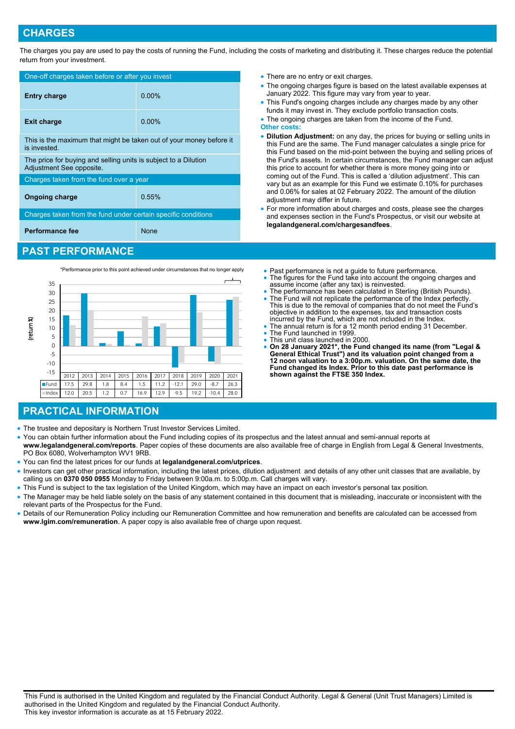## CHARGES

The charges you pay are used to pay the costs of running the Fund, including the costs of marketing and distributing it. These charges reduce the potential return from your investment.

| One-off charges taken before or after you invest | |
|---|---|
| **Entry charge** | 0.00% |
| **Exit charge** | 0.00% |
| This is the maximum that might be taken out of your money before it is invested. | |
| The price for buying and selling units is subject to a Dilution Adjustment See opposite. | |
| **Charges taken from the fund over a year** | |
| **Ongoing charge** | 0.55% |
| **Charges taken from the fund under certain specific conditions** | |
| **Performance fee** | None |

- There are no entry or exit charges.
- The ongoing charges figure is based on the latest available expenses at January 2022. This figure may vary from year to year.
- This Fund's ongoing charges include any charges made by any other funds it may invest in. They exclude portfolio transaction costs.
- The ongoing charges are taken from the income of the Fund.

**Other costs:**

- **Dilution Adjustment:** on any day, the prices for buying or selling units in this Fund are the same. The Fund manager calculates a single price for this Fund based on the mid-point between the buying and selling prices of the Fund's assets. In certain circumstances, the Fund manager can adjust this price to account for whether there is more money going into or coming out of the Fund. This is called a 'dilution adjustment'. This can vary but as an example for this Fund we estimate 0.10% for purchases and 0.06% for sales at 02 February 2022. The amount of the dilution adjustment may differ in future.
- For more information about charges and costs, please see the charges and expenses section in the Fund's Prospectus, or visit our website at **legalandgeneral.com/chargesandfees**.

## PAST PERFORMANCE

*Performance prior to this point achieved under circumstances that no longer apply

(return %)

35
30
25
20
15
10
5
0
-5
-10
-15

2012 2013 2014 2015 2016 2017 2018 2019 2020 2021

Fund 17.5 29.8 1.8 8.4 1.5 11.2 -12.1 29.0 -8.7 26.3

Index 12.0 20.5 1.2 0.7 16.9 12.9 -9.5 19.2 -10.4 28.0

- Past performance is not a guide to future performance.
- The figures for the Fund take into account the ongoing charges and assume income (after any tax) is reinvested.
- The performance has been calculated in Sterling (British Pounds).
- The Fund will not replicate the performance of the Index perfectly. This is due to the removal of companies that do not meet the Fund's objective in addition to the expenses, tax and transaction costs incurred by the Fund, which are not included in the Index.
- The annual return is for a 12 month period ending 31 December.
- The Fund launched in 1999.
- This unit class launched in 2000.
- **On 28 January 2021*, the Fund changed its name (from "Legal & General Ethical Trust") and its valuation point changed from a 12 noon valuation to a 3:00p.m. valuation. On the same date, the Fund changed its Index. Prior to this date past performance is shown against the FTSE 350 Index.**

## PRACTICAL INFORMATION

- The trustee and depositary is Northern Trust Investor Services Limited.
- You can obtain further information about the Fund including copies of its prospectus and the latest annual and semi-annual reports at **www.legalandgeneral.com/reports**. Paper copies of these documents are also available free of charge in English from Legal & General Investments, PO Box 6080, Wolverhampton WV1 9RB.
- You can find the latest prices for our funds at **legalandgeneral.com/utprices**.
- Investors can get other practical information, including the latest prices, dilution adjustment and details of any other unit classes that are available, by calling us on **0370 050 0955** Monday to Friday between 9:00a.m. to 5:00p.m. Call charges will vary.
- This Fund is subject to the tax legislation of the United Kingdom, which may have an impact on each investor's personal tax position.
- The Manager may be held liable solely on the basis of any statement contained in this document that is misleading, inaccurate or inconsistent with the relevant parts of the Prospectus for the Fund.
- Details of our Remuneration Policy including our Remuneration Committee and how remuneration and benefits are calculated can be accessed from **www.lgim.com/remuneration**. A paper copy is also available free of charge upon request.

This Fund is authorised in the United Kingdom and regulated by the Financial Conduct Authority. Legal & General (Unit Trust Managers) Limited is authorised in the United Kingdom and regulated by the Financial Conduct Authority.
This key investor information is accurate as at 15 February 2022.